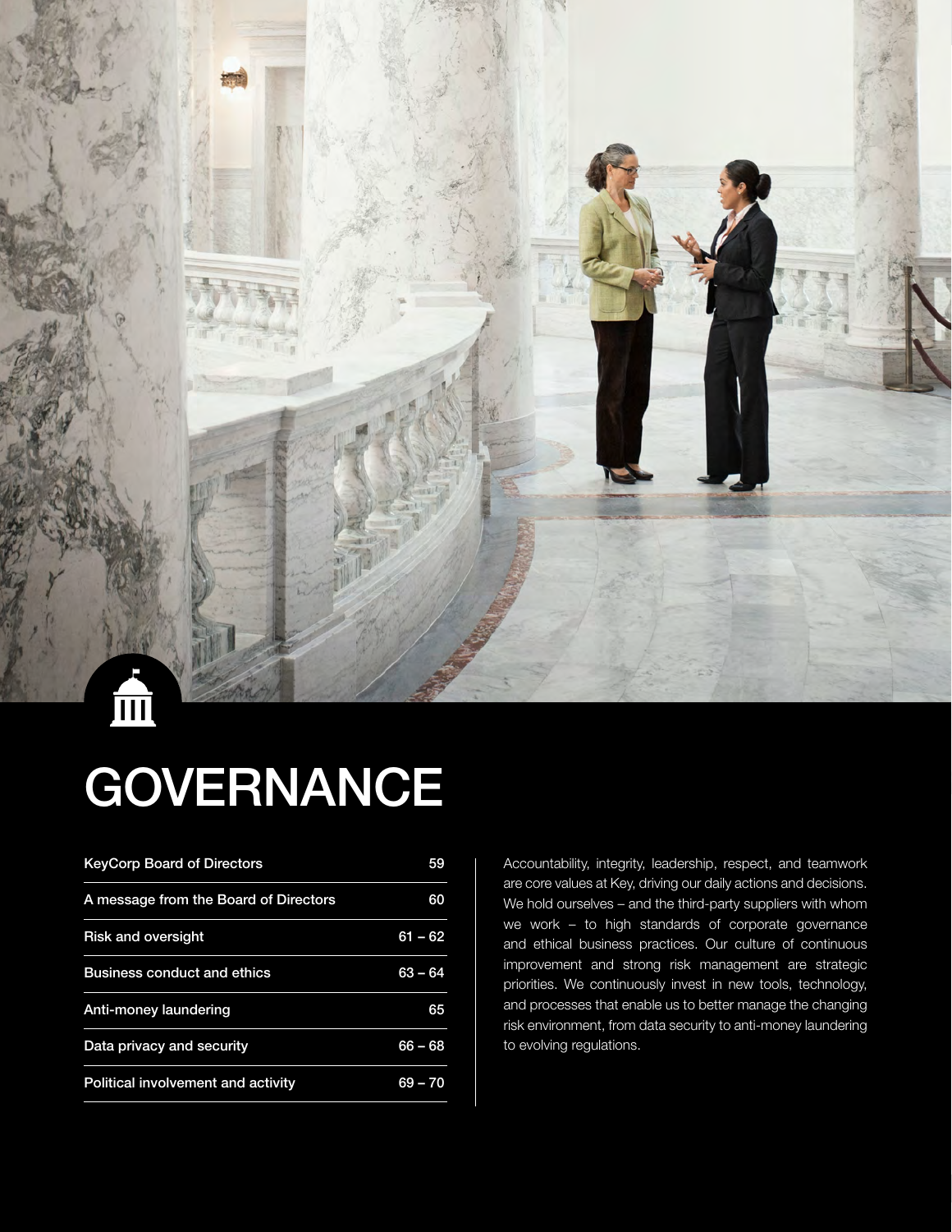# GOVERNANCE

| | |
|---|---|
| KeyCorp Board of Directors | 59 |
| A message from the Board of Directors | 60 |
| Risk and oversight | 61 – 62 |
| Business conduct and ethics | 63 – 64 |
| Anti-money laundering | 65 |
| Data privacy and security | 66 – 68 |
| Political involvement and activity | 69 – 70 |

Accountability, integrity, leadership, respect, and teamwork are core values at Key, driving our daily actions and decisions. We hold ourselves – and the third-party suppliers with whom we work – to high standards of corporate governance and ethical business practices. Our culture of continuous improvement and strong risk management are strategic priorities. We continuously invest in new tools, technology, and processes that enable us to better manage the changing risk environment, from data security to anti-money laundering to evolving regulations.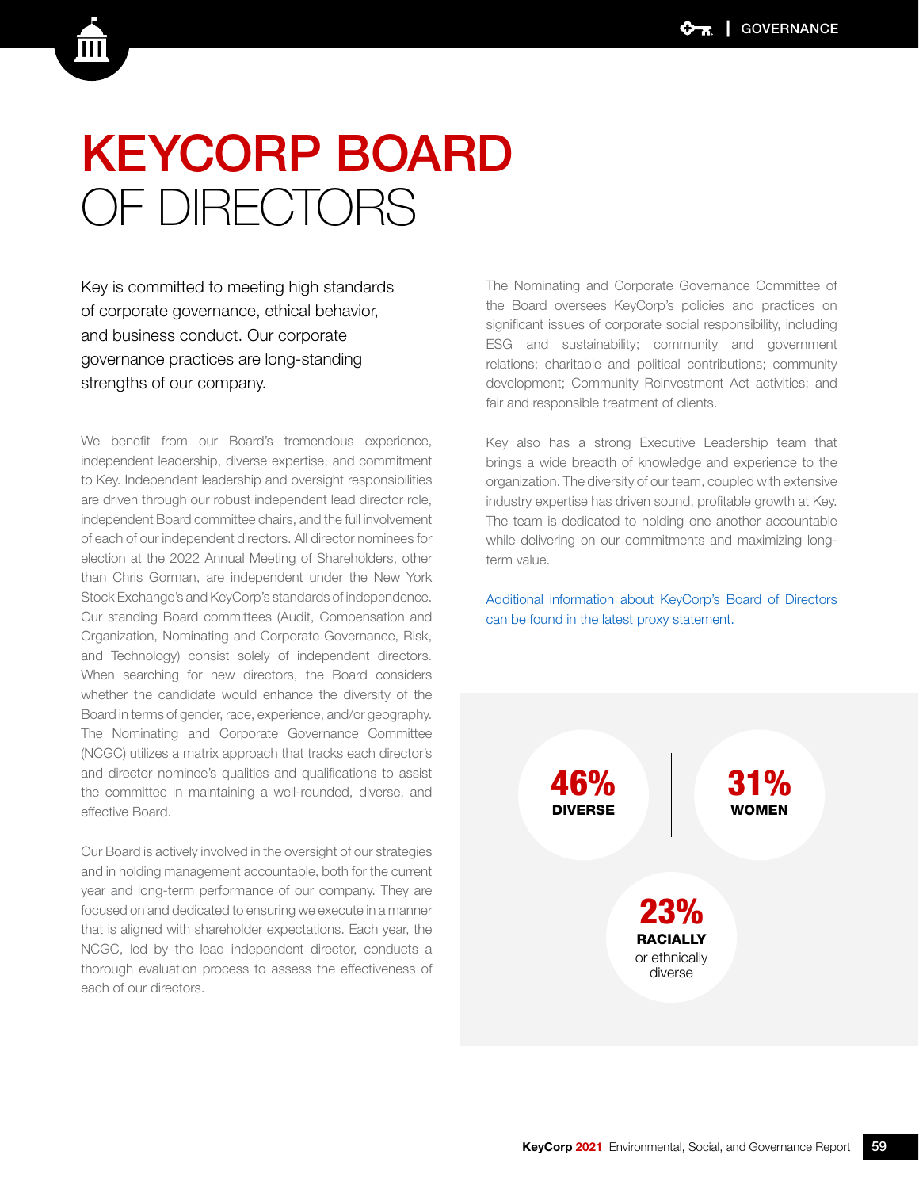# KEYCORP BOARD OF DIRECTORS

Key is committed to meeting high standards of corporate governance, ethical behavior, and business conduct. Our corporate governance practices are long-standing strengths of our company.

We benefit from our Board's tremendous experience, independent leadership, diverse expertise, and commitment to Key. Independent leadership and oversight responsibilities are driven through our robust independent lead director role, independent Board committee chairs, and the full involvement of each of our independent directors. All director nominees for election at the 2022 Annual Meeting of Shareholders, other than Chris Gorman, are independent under the New York Stock Exchange's and KeyCorp's standards of independence. Our standing Board committees (Audit, Compensation and Organization, Nominating and Corporate Governance, Risk, and Technology) consist solely of independent directors. When searching for new directors, the Board considers whether the candidate would enhance the diversity of the Board in terms of gender, race, experience, and/or geography. The Nominating and Corporate Governance Committee (NCGC) utilizes a matrix approach that tracks each director's and director nominee's qualities and qualifications to assist the committee in maintaining a well-rounded, diverse, and effective Board.

Our Board is actively involved in the oversight of our strategies and in holding management accountable, both for the current year and long-term performance of our company. They are focused on and dedicated to ensuring we execute in a manner that is aligned with shareholder expectations. Each year, the NCGC, led by the lead independent director, conducts a thorough evaluation process to assess the effectiveness of each of our directors.

The Nominating and Corporate Governance Committee of the Board oversees KeyCorp's policies and practices on significant issues of corporate social responsibility, including ESG and sustainability; community and government relations; charitable and political contributions; community development; Community Reinvestment Act activities; and fair and responsible treatment of clients.

Key also has a strong Executive Leadership team that brings a wide breadth of knowledge and experience to the organization. The diversity of our team, coupled with extensive industry expertise has driven sound, profitable growth at Key. The team is dedicated to holding one another accountable while delivering on our commitments and maximizing long-term value.

Additional information about KeyCorp's Board of Directors can be found in the latest proxy statement.

**46%** **DIVERSE**

**31%** **WOMEN**

**23%** **RACIALLY** or ethnically diverse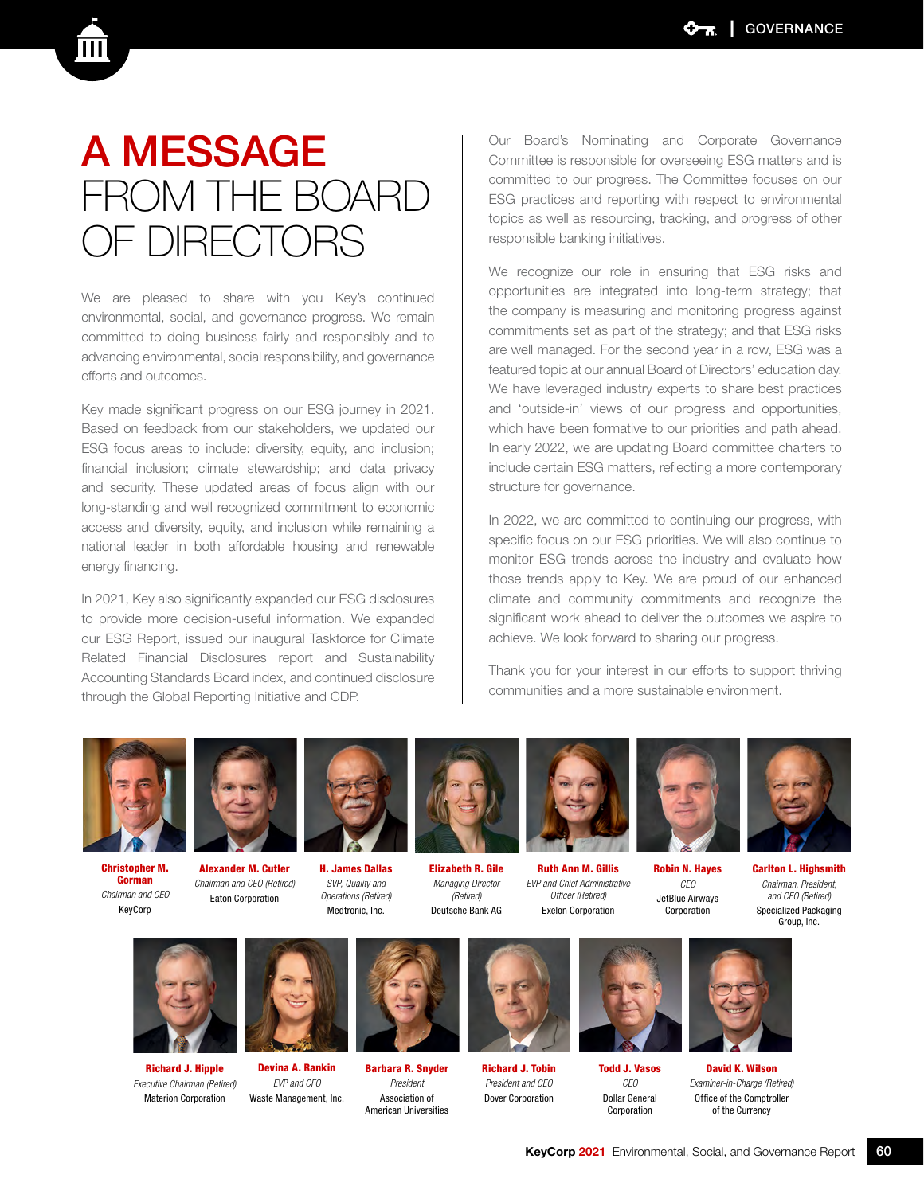# A MESSAGE FROM THE BOARD OF DIRECTORS

We are pleased to share with you Key's continued environmental, social, and governance progress. We remain committed to doing business fairly and responsibly and to advancing environmental, social responsibility, and governance efforts and outcomes.

Key made significant progress on our ESG journey in 2021. Based on feedback from our stakeholders, we updated our ESG focus areas to include: diversity, equity, and inclusion; financial inclusion; climate stewardship; and data privacy and security. These updated areas of focus align with our long-standing and well recognized commitment to economic access and diversity, equity, and inclusion while remaining a national leader in both affordable housing and renewable energy financing.

In 2021, Key also significantly expanded our ESG disclosures to provide more decision-useful information. We expanded our ESG Report, issued our inaugural Taskforce for Climate Related Financial Disclosures report and Sustainability Accounting Standards Board index, and continued disclosure through the Global Reporting Initiative and CDP.

Our Board's Nominating and Corporate Governance Committee is responsible for overseeing ESG matters and is committed to our progress. The Committee focuses on our ESG practices and reporting with respect to environmental topics as well as resourcing, tracking, and progress of other responsible banking initiatives.

We recognize our role in ensuring that ESG risks and opportunities are integrated into long-term strategy; that the company is measuring and monitoring progress against commitments set as part of the strategy; and that ESG risks are well managed. For the second year in a row, ESG was a featured topic at our annual Board of Directors' education day. We have leveraged industry experts to share best practices and 'outside-in' views of our progress and opportunities, which have been formative to our priorities and path ahead. In early 2022, we are updating Board committee charters to include certain ESG matters, reflecting a more contemporary structure for governance.

In 2022, we are committed to continuing our progress, with specific focus on our ESG priorities. We will also continue to monitor ESG trends across the industry and evaluate how those trends apply to Key. We are proud of our enhanced climate and community commitments and recognize the significant work ahead to deliver the outcomes we aspire to achieve. We look forward to sharing our progress.

Thank you for your interest in our efforts to support thriving communities and a more sustainable environment.

**Christopher M. Gorman**
*Chairman and CEO*
KeyCorp

**Alexander M. Cutler**
*Chairman and CEO (Retired)*
Eaton Corporation

**H. James Dallas**
*SVP, Quality and Operations (Retired)*
Medtronic, Inc.

**Elizabeth R. Gile**
*Managing Director (Retired)*
Deutsche Bank AG

**Ruth Ann M. Gillis**
*EVP and Chief Administrative Officer (Retired)*
Exelon Corporation

**Robin N. Hayes**
*CEO*
JetBlue Airways Corporation

**Carlton L. Highsmith**
*Chairman, President, and CEO (Retired)*
Specialized Packaging Group, Inc.

**Richard J. Hipple**
*Executive Chairman (Retired)*
Materion Corporation

**Devina A. Rankin**
*EVP and CFO*
Waste Management, Inc.

**Barbara R. Snyder**
*President*
Association of American Universities

**Richard J. Tobin**
*President and CEO*
Dover Corporation

**Todd J. Vasos**
*CEO*
Dollar General Corporation

**David K. Wilson**
*Examiner-in-Charge (Retired)*
Office of the Comptroller of the Currency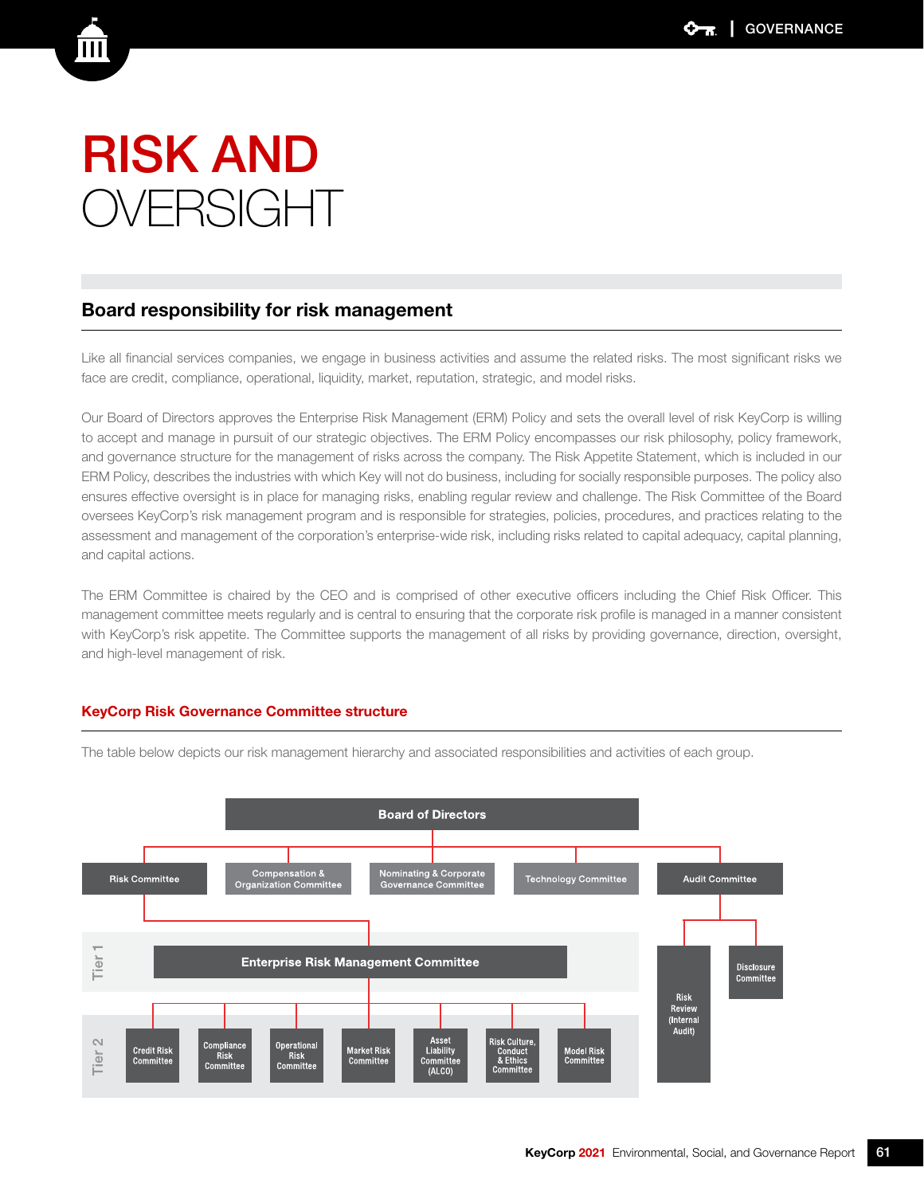# RISK AND OVERSIGHT

## Board responsibility for risk management

Like all financial services companies, we engage in business activities and assume the related risks. The most significant risks we face are credit, compliance, operational, liquidity, market, reputation, strategic, and model risks.

Our Board of Directors approves the Enterprise Risk Management (ERM) Policy and sets the overall level of risk KeyCorp is willing to accept and manage in pursuit of our strategic objectives. The ERM Policy encompasses our risk philosophy, policy framework, and governance structure for the management of risks across the company. The Risk Appetite Statement, which is included in our ERM Policy, describes the industries with which Key will not do business, including for socially responsible purposes. The policy also ensures effective oversight is in place for managing risks, enabling regular review and challenge. The Risk Committee of the Board oversees KeyCorp's risk management program and is responsible for strategies, policies, procedures, and practices relating to the assessment and management of the corporation's enterprise-wide risk, including risks related to capital adequacy, capital planning, and capital actions.

The ERM Committee is chaired by the CEO and is comprised of other executive officers including the Chief Risk Officer. This management committee meets regularly and is central to ensuring that the corporate risk profile is managed in a manner consistent with KeyCorp's risk appetite. The Committee supports the management of all risks by providing governance, direction, oversight, and high-level management of risk.

### KeyCorp Risk Governance Committee structure

The table below depicts our risk management hierarchy and associated responsibilities and activities of each group.

- **Board of Directors**
  - Risk Committee
    - **Tier 1:** Enterprise Risk Management Committee
      - **Tier 2:** Credit Risk Committee
      - Compliance Risk Committee
      - Operational Risk Committee
      - Market Risk Committee
      - Asset Liability Committee (ALCO)
      - Risk Culture, Conduct & Ethics Committee
      - Model Risk Committee
  - Compensation & Organization Committee
  - Nominating & Corporate Governance Committee
  - Technology Committee
  - Audit Committee
    - Risk Review (Internal Audit)
    - Disclosure Committee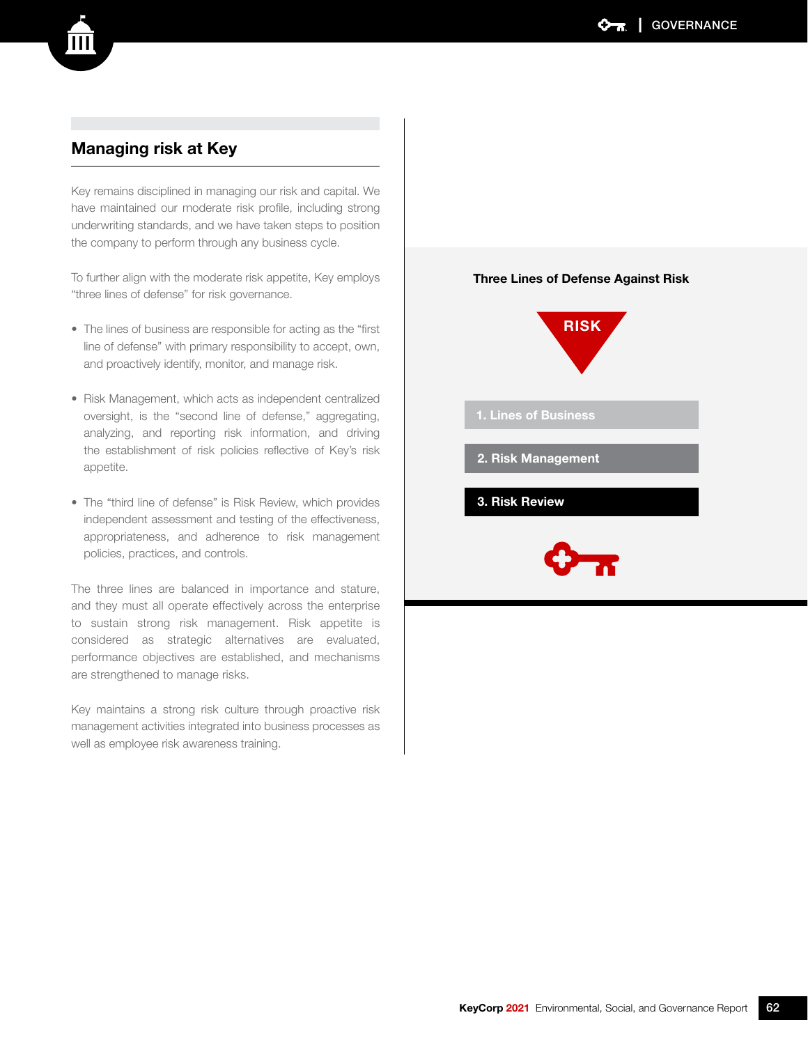## Managing risk at Key

Key remains disciplined in managing our risk and capital. We have maintained our moderate risk profile, including strong underwriting standards, and we have taken steps to position the company to perform through any business cycle.

To further align with the moderate risk appetite, Key employs "three lines of defense" for risk governance.

- The lines of business are responsible for acting as the "first line of defense" with primary responsibility to accept, own, and proactively identify, monitor, and manage risk.
- Risk Management, which acts as independent centralized oversight, is the "second line of defense," aggregating, analyzing, and reporting risk information, and driving the establishment of risk policies reflective of Key's risk appetite.
- The "third line of defense" is Risk Review, which provides independent assessment and testing of the effectiveness, appropriateness, and adherence to risk management policies, practices, and controls.

The three lines are balanced in importance and stature, and they must all operate effectively across the enterprise to sustain strong risk management. Risk appetite is considered as strategic alternatives are evaluated, performance objectives are established, and mechanisms are strengthened to manage risks.

Key maintains a strong risk culture through proactive risk management activities integrated into business processes as well as employee risk awareness training.

**Three Lines of Defense Against Risk**

RISK

1. Lines of Business
2. Risk Management
3. Risk Review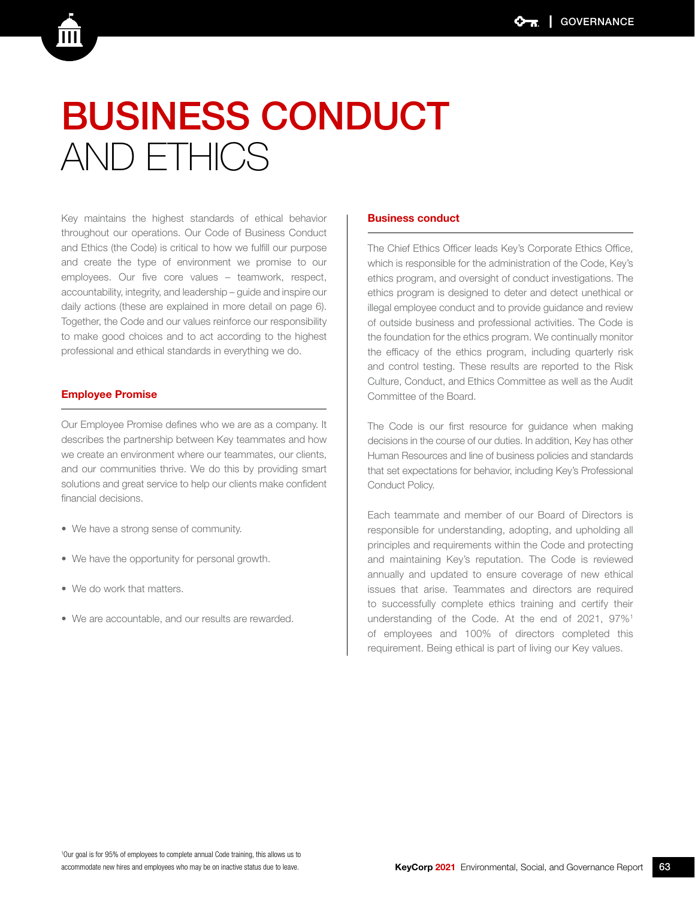# BUSINESS CONDUCT AND ETHICS

Key maintains the highest standards of ethical behavior throughout our operations. Our Code of Business Conduct and Ethics (the Code) is critical to how we fulfill our purpose and create the type of environment we promise to our employees. Our five core values – teamwork, respect, accountability, integrity, and leadership – guide and inspire our daily actions (these are explained in more detail on page 6). Together, the Code and our values reinforce our responsibility to make good choices and to act according to the highest professional and ethical standards in everything we do.

## Employee Promise

Our Employee Promise defines who we are as a company. It describes the partnership between Key teammates and how we create an environment where our teammates, our clients, and our communities thrive. We do this by providing smart solutions and great service to help our clients make confident financial decisions.

- We have a strong sense of community.
- We have the opportunity for personal growth.
- We do work that matters.
- We are accountable, and our results are rewarded.

## Business conduct

The Chief Ethics Officer leads Key's Corporate Ethics Office, which is responsible for the administration of the Code, Key's ethics program, and oversight of conduct investigations. The ethics program is designed to deter and detect unethical or illegal employee conduct and to provide guidance and review of outside business and professional activities. The Code is the foundation for the ethics program. We continually monitor the efficacy of the ethics program, including quarterly risk and control testing. These results are reported to the Risk Culture, Conduct, and Ethics Committee as well as the Audit Committee of the Board.

The Code is our first resource for guidance when making decisions in the course of our duties. In addition, Key has other Human Resources and line of business policies and standards that set expectations for behavior, including Key's Professional Conduct Policy.

Each teammate and member of our Board of Directors is responsible for understanding, adopting, and upholding all principles and requirements within the Code and protecting and maintaining Key's reputation. The Code is reviewed annually and updated to ensure coverage of new ethical issues that arise. Teammates and directors are required to successfully complete ethics training and certify their understanding of the Code. At the end of 2021, 97%[1] of employees and 100% of directors completed this requirement. Being ethical is part of living our Key values.

[1]Our goal is for 95% of employees to complete annual Code training, this allows us to accommodate new hires and employees who may be on inactive status due to leave.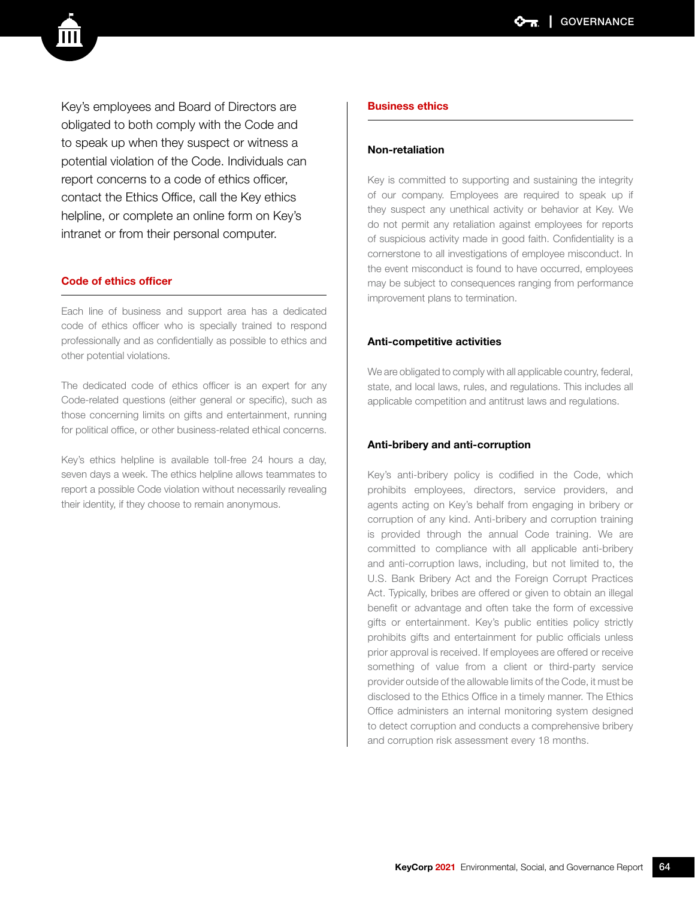Key's employees and Board of Directors are obligated to both comply with the Code and to speak up when they suspect or witness a potential violation of the Code. Individuals can report concerns to a code of ethics officer, contact the Ethics Office, call the Key ethics helpline, or complete an online form on Key's intranet or from their personal computer.

## Code of ethics officer

Each line of business and support area has a dedicated code of ethics officer who is specially trained to respond professionally and as confidentially as possible to ethics and other potential violations.

The dedicated code of ethics officer is an expert for any Code-related questions (either general or specific), such as those concerning limits on gifts and entertainment, running for political office, or other business-related ethical concerns.

Key's ethics helpline is available toll-free 24 hours a day, seven days a week. The ethics helpline allows teammates to report a possible Code violation without necessarily revealing their identity, if they choose to remain anonymous.

## Business ethics

### Non-retaliation

Key is committed to supporting and sustaining the integrity of our company. Employees are required to speak up if they suspect any unethical activity or behavior at Key. We do not permit any retaliation against employees for reports of suspicious activity made in good faith. Confidentiality is a cornerstone to all investigations of employee misconduct. In the event misconduct is found to have occurred, employees may be subject to consequences ranging from performance improvement plans to termination.

### Anti-competitive activities

We are obligated to comply with all applicable country, federal, state, and local laws, rules, and regulations. This includes all applicable competition and antitrust laws and regulations.

### Anti-bribery and anti-corruption

Key's anti-bribery policy is codified in the Code, which prohibits employees, directors, service providers, and agents acting on Key's behalf from engaging in bribery or corruption of any kind. Anti-bribery and corruption training is provided through the annual Code training. We are committed to compliance with all applicable anti-bribery and anti-corruption laws, including, but not limited to, the U.S. Bank Bribery Act and the Foreign Corrupt Practices Act. Typically, bribes are offered or given to obtain an illegal benefit or advantage and often take the form of excessive gifts or entertainment. Key's public entities policy strictly prohibits gifts and entertainment for public officials unless prior approval is received. If employees are offered or receive something of value from a client or third-party service provider outside of the allowable limits of the Code, it must be disclosed to the Ethics Office in a timely manner. The Ethics Office administers an internal monitoring system designed to detect corruption and conducts a comprehensive bribery and corruption risk assessment every 18 months.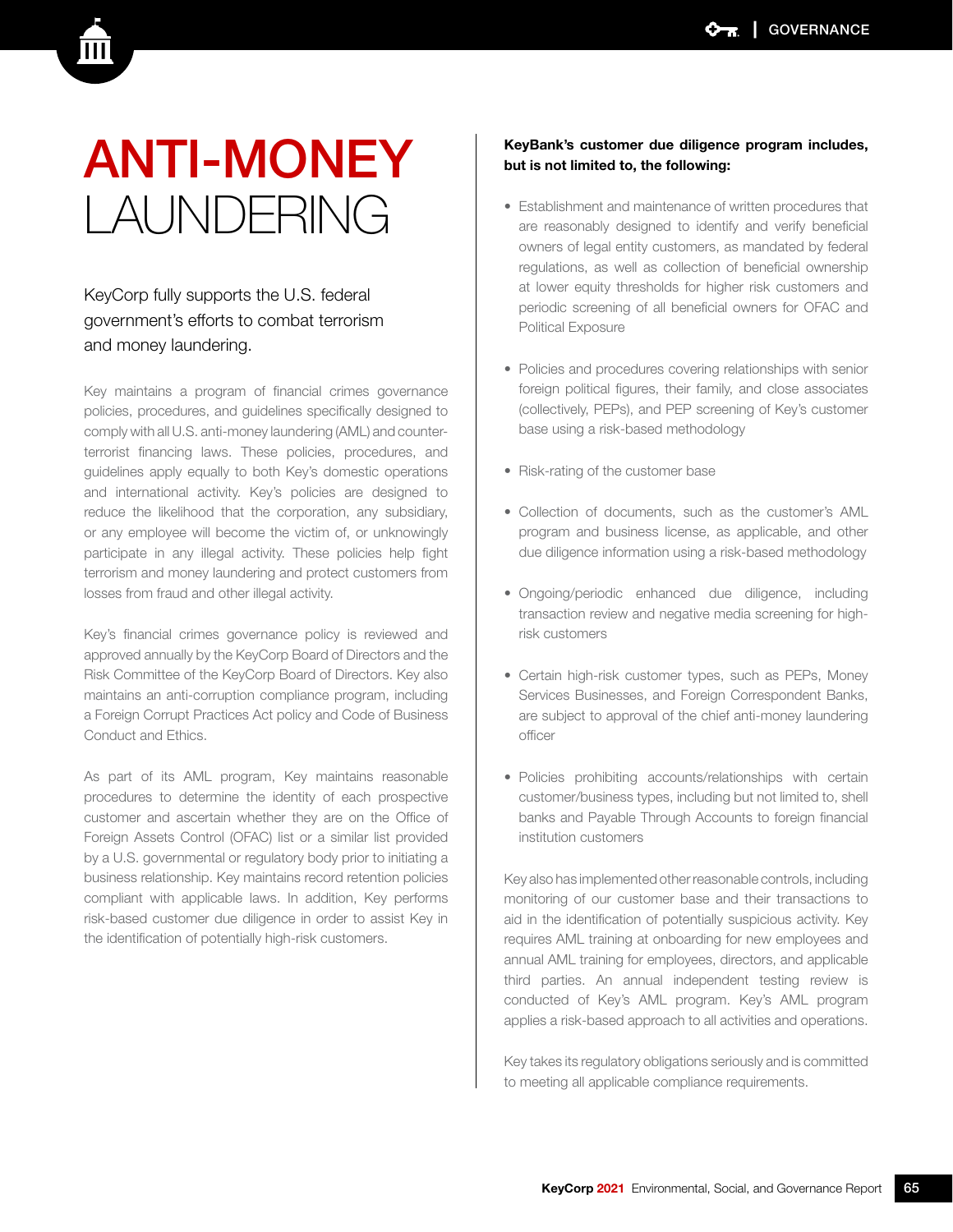# ANTI-MONEY LAUNDERING

KeyCorp fully supports the U.S. federal government's efforts to combat terrorism and money laundering.

Key maintains a program of financial crimes governance policies, procedures, and guidelines specifically designed to comply with all U.S. anti-money laundering (AML) and counter-terrorist financing laws. These policies, procedures, and guidelines apply equally to both Key's domestic operations and international activity. Key's policies are designed to reduce the likelihood that the corporation, any subsidiary, or any employee will become the victim of, or unknowingly participate in any illegal activity. These policies help fight terrorism and money laundering and protect customers from losses from fraud and other illegal activity.

Key's financial crimes governance policy is reviewed and approved annually by the KeyCorp Board of Directors and the Risk Committee of the KeyCorp Board of Directors. Key also maintains an anti-corruption compliance program, including a Foreign Corrupt Practices Act policy and Code of Business Conduct and Ethics.

As part of its AML program, Key maintains reasonable procedures to determine the identity of each prospective customer and ascertain whether they are on the Office of Foreign Assets Control (OFAC) list or a similar list provided by a U.S. governmental or regulatory body prior to initiating a business relationship. Key maintains record retention policies compliant with applicable laws. In addition, Key performs risk-based customer due diligence in order to assist Key in the identification of potentially high-risk customers.

**KeyBank's customer due diligence program includes, but is not limited to, the following:**

- Establishment and maintenance of written procedures that are reasonably designed to identify and verify beneficial owners of legal entity customers, as mandated by federal regulations, as well as collection of beneficial ownership at lower equity thresholds for higher risk customers and periodic screening of all beneficial owners for OFAC and Political Exposure
- Policies and procedures covering relationships with senior foreign political figures, their family, and close associates (collectively, PEPs), and PEP screening of Key's customer base using a risk-based methodology
- Risk-rating of the customer base
- Collection of documents, such as the customer's AML program and business license, as applicable, and other due diligence information using a risk-based methodology
- Ongoing/periodic enhanced due diligence, including transaction review and negative media screening for high-risk customers
- Certain high-risk customer types, such as PEPs, Money Services Businesses, and Foreign Correspondent Banks, are subject to approval of the chief anti-money laundering officer
- Policies prohibiting accounts/relationships with certain customer/business types, including but not limited to, shell banks and Payable Through Accounts to foreign financial institution customers

Key also has implemented other reasonable controls, including monitoring of our customer base and their transactions to aid in the identification of potentially suspicious activity. Key requires AML training at onboarding for new employees and annual AML training for employees, directors, and applicable third parties. An annual independent testing review is conducted of Key's AML program. Key's AML program applies a risk-based approach to all activities and operations.

Key takes its regulatory obligations seriously and is committed to meeting all applicable compliance requirements.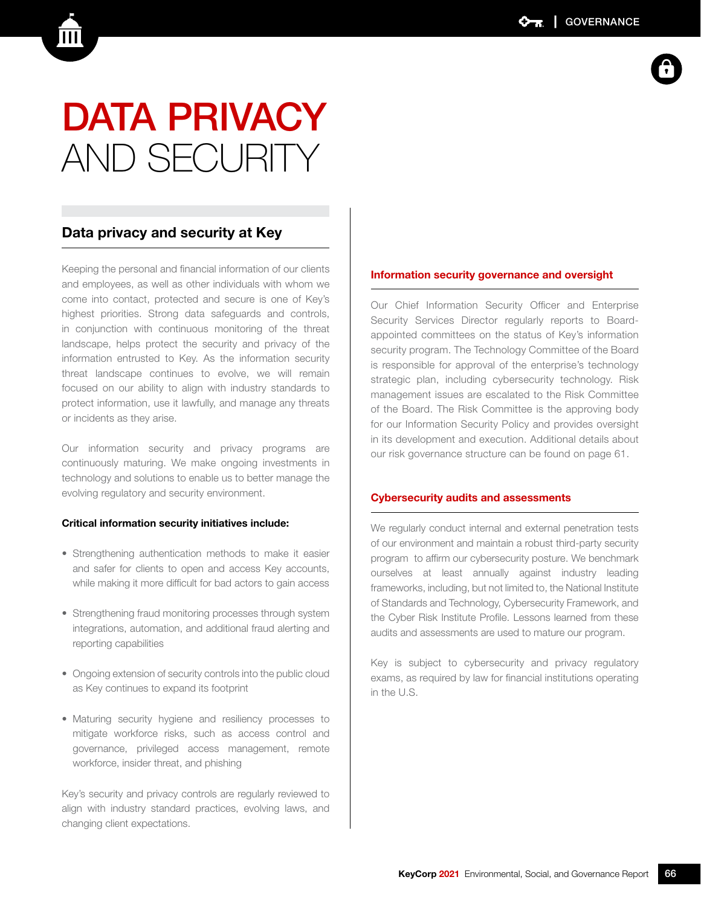# DATA PRIVACY AND SECURITY

## Data privacy and security at Key

Keeping the personal and financial information of our clients and employees, as well as other individuals with whom we come into contact, protected and secure is one of Key's highest priorities. Strong data safeguards and controls, in conjunction with continuous monitoring of the threat landscape, helps protect the security and privacy of the information entrusted to Key. As the information security threat landscape continues to evolve, we will remain focused on our ability to align with industry standards to protect information, use it lawfully, and manage any threats or incidents as they arise.

Our information security and privacy programs are continuously maturing. We make ongoing investments in technology and solutions to enable us to better manage the evolving regulatory and security environment.

**Critical information security initiatives include:**

- Strengthening authentication methods to make it easier and safer for clients to open and access Key accounts, while making it more difficult for bad actors to gain access
- Strengthening fraud monitoring processes through system integrations, automation, and additional fraud alerting and reporting capabilities
- Ongoing extension of security controls into the public cloud as Key continues to expand its footprint
- Maturing security hygiene and resiliency processes to mitigate workforce risks, such as access control and governance, privileged access management, remote workforce, insider threat, and phishing

Key's security and privacy controls are regularly reviewed to align with industry standard practices, evolving laws, and changing client expectations.

### Information security governance and oversight

Our Chief Information Security Officer and Enterprise Security Services Director regularly reports to Board-appointed committees on the status of Key's information security program. The Technology Committee of the Board is responsible for approval of the enterprise's technology strategic plan, including cybersecurity technology. Risk management issues are escalated to the Risk Committee of the Board. The Risk Committee is the approving body for our Information Security Policy and provides oversight in its development and execution. Additional details about our risk governance structure can be found on page 61.

### Cybersecurity audits and assessments

We regularly conduct internal and external penetration tests of our environment and maintain a robust third-party security program to affirm our cybersecurity posture. We benchmark ourselves at least annually against industry leading frameworks, including, but not limited to, the National Institute of Standards and Technology, Cybersecurity Framework, and the Cyber Risk Institute Profile. Lessons learned from these audits and assessments are used to mature our program.

Key is subject to cybersecurity and privacy regulatory exams, as required by law for financial institutions operating in the U.S.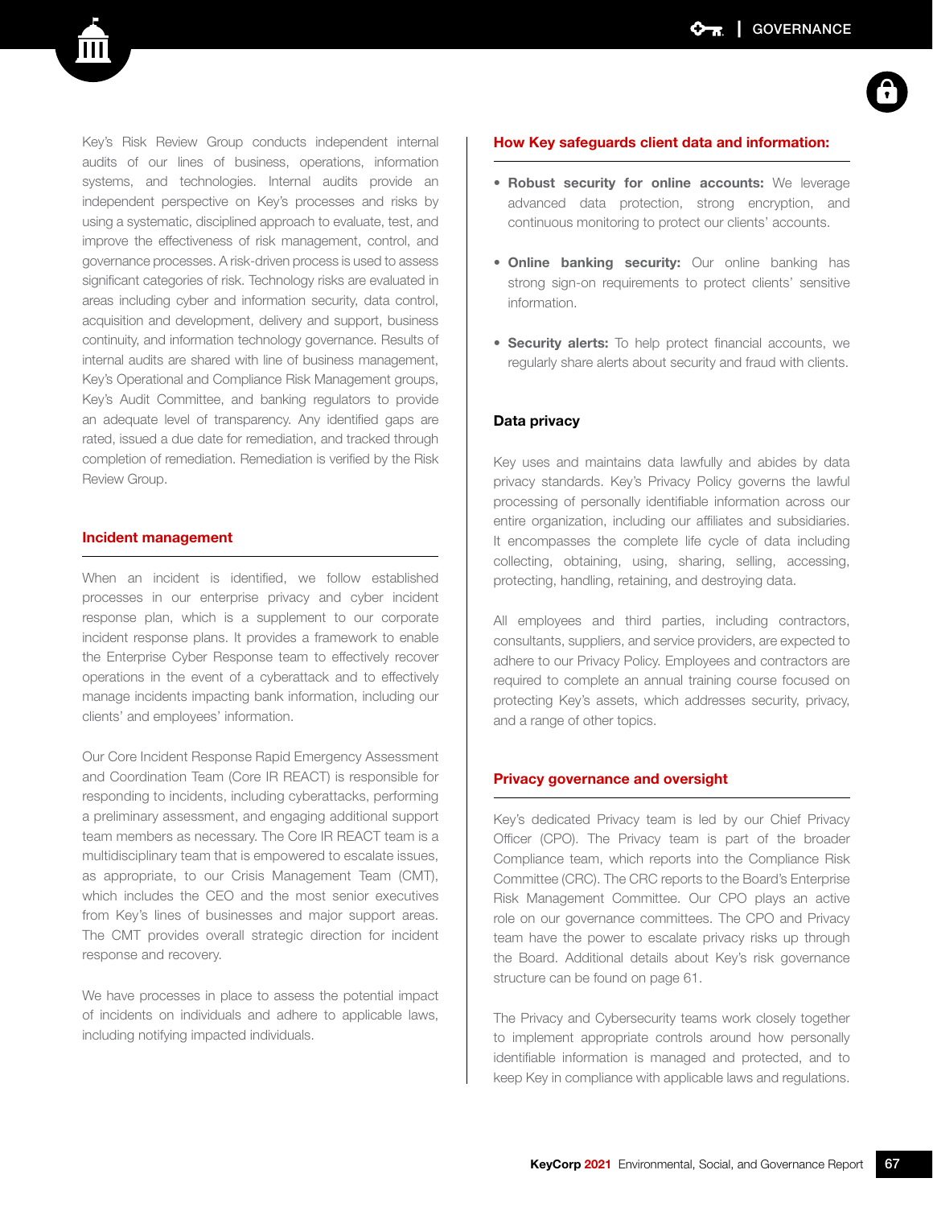Key's Risk Review Group conducts independent internal audits of our lines of business, operations, information systems, and technologies. Internal audits provide an independent perspective on Key's processes and risks by using a systematic, disciplined approach to evaluate, test, and improve the effectiveness of risk management, control, and governance processes. A risk-driven process is used to assess significant categories of risk. Technology risks are evaluated in areas including cyber and information security, data control, acquisition and development, delivery and support, business continuity, and information technology governance. Results of internal audits are shared with line of business management, Key's Operational and Compliance Risk Management groups, Key's Audit Committee, and banking regulators to provide an adequate level of transparency. Any identified gaps are rated, issued a due date for remediation, and tracked through completion of remediation. Remediation is verified by the Risk Review Group.

## Incident management

When an incident is identified, we follow established processes in our enterprise privacy and cyber incident response plan, which is a supplement to our corporate incident response plans. It provides a framework to enable the Enterprise Cyber Response team to effectively recover operations in the event of a cyberattack and to effectively manage incidents impacting bank information, including our clients' and employees' information.

Our Core Incident Response Rapid Emergency Assessment and Coordination Team (Core IR REACT) is responsible for responding to incidents, including cyberattacks, performing a preliminary assessment, and engaging additional support team members as necessary. The Core IR REACT team is a multidisciplinary team that is empowered to escalate issues, as appropriate, to our Crisis Management Team (CMT), which includes the CEO and the most senior executives from Key's lines of businesses and major support areas. The CMT provides overall strategic direction for incident response and recovery.

We have processes in place to assess the potential impact of incidents on individuals and adhere to applicable laws, including notifying impacted individuals.

## How Key safeguards client data and information:

- **Robust security for online accounts:** We leverage advanced data protection, strong encryption, and continuous monitoring to protect our clients' accounts.
- **Online banking security:** Our online banking has strong sign-on requirements to protect clients' sensitive information.
- **Security alerts:** To help protect financial accounts, we regularly share alerts about security and fraud with clients.

### Data privacy

Key uses and maintains data lawfully and abides by data privacy standards. Key's Privacy Policy governs the lawful processing of personally identifiable information across our entire organization, including our affiliates and subsidiaries. It encompasses the complete life cycle of data including collecting, obtaining, using, sharing, selling, accessing, protecting, handling, retaining, and destroying data.

All employees and third parties, including contractors, consultants, suppliers, and service providers, are expected to adhere to our Privacy Policy. Employees and contractors are required to complete an annual training course focused on protecting Key's assets, which addresses security, privacy, and a range of other topics.

## Privacy governance and oversight

Key's dedicated Privacy team is led by our Chief Privacy Officer (CPO). The Privacy team is part of the broader Compliance team, which reports into the Compliance Risk Committee (CRC). The CRC reports to the Board's Enterprise Risk Management Committee. Our CPO plays an active role on our governance committees. The CPO and Privacy team have the power to escalate privacy risks up through the Board. Additional details about Key's risk governance structure can be found on page 61.

The Privacy and Cybersecurity teams work closely together to implement appropriate controls around how personally identifiable information is managed and protected, and to keep Key in compliance with applicable laws and regulations.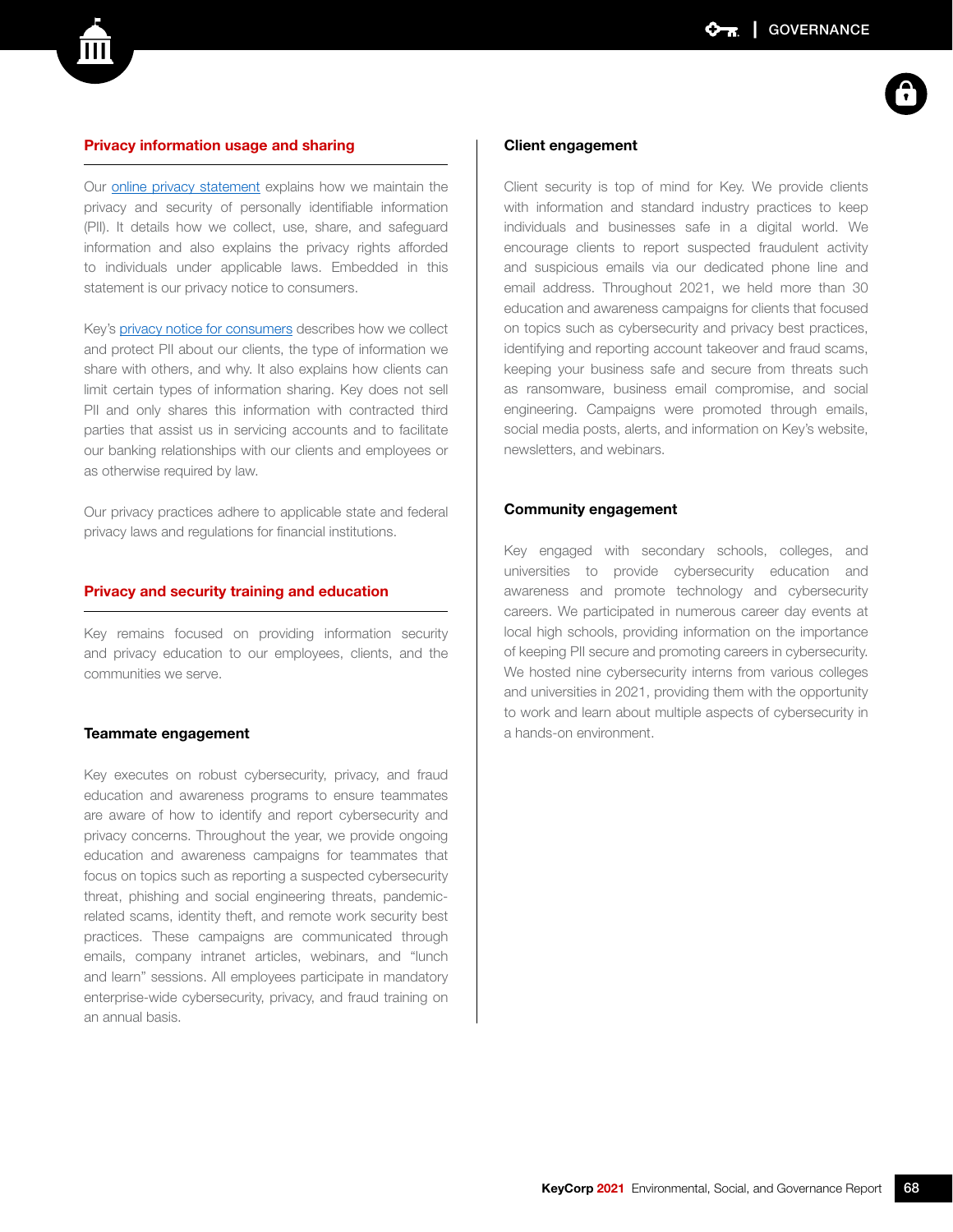## Privacy information usage and sharing

Our online privacy statement explains how we maintain the privacy and security of personally identifiable information (PII). It details how we collect, use, share, and safeguard information and also explains the privacy rights afforded to individuals under applicable laws. Embedded in this statement is our privacy notice to consumers.

Key's privacy notice for consumers describes how we collect and protect PII about our clients, the type of information we share with others, and why. It also explains how clients can limit certain types of information sharing. Key does not sell PII and only shares this information with contracted third parties that assist us in servicing accounts and to facilitate our banking relationships with our clients and employees or as otherwise required by law.

Our privacy practices adhere to applicable state and federal privacy laws and regulations for financial institutions.

## Privacy and security training and education

Key remains focused on providing information security and privacy education to our employees, clients, and the communities we serve.

### Teammate engagement

Key executes on robust cybersecurity, privacy, and fraud education and awareness programs to ensure teammates are aware of how to identify and report cybersecurity and privacy concerns. Throughout the year, we provide ongoing education and awareness campaigns for teammates that focus on topics such as reporting a suspected cybersecurity threat, phishing and social engineering threats, pandemic-related scams, identity theft, and remote work security best practices. These campaigns are communicated through emails, company intranet articles, webinars, and "lunch and learn" sessions. All employees participate in mandatory enterprise-wide cybersecurity, privacy, and fraud training on an annual basis.

### Client engagement

Client security is top of mind for Key. We provide clients with information and standard industry practices to keep individuals and businesses safe in a digital world. We encourage clients to report suspected fraudulent activity and suspicious emails via our dedicated phone line and email address. Throughout 2021, we held more than 30 education and awareness campaigns for clients that focused on topics such as cybersecurity and privacy best practices, identifying and reporting account takeover and fraud scams, keeping your business safe and secure from threats such as ransomware, business email compromise, and social engineering. Campaigns were promoted through emails, social media posts, alerts, and information on Key's website, newsletters, and webinars.

### Community engagement

Key engaged with secondary schools, colleges, and universities to provide cybersecurity education and awareness and promote technology and cybersecurity careers. We participated in numerous career day events at local high schools, providing information on the importance of keeping PII secure and promoting careers in cybersecurity. We hosted nine cybersecurity interns from various colleges and universities in 2021, providing them with the opportunity to work and learn about multiple aspects of cybersecurity in a hands-on environment.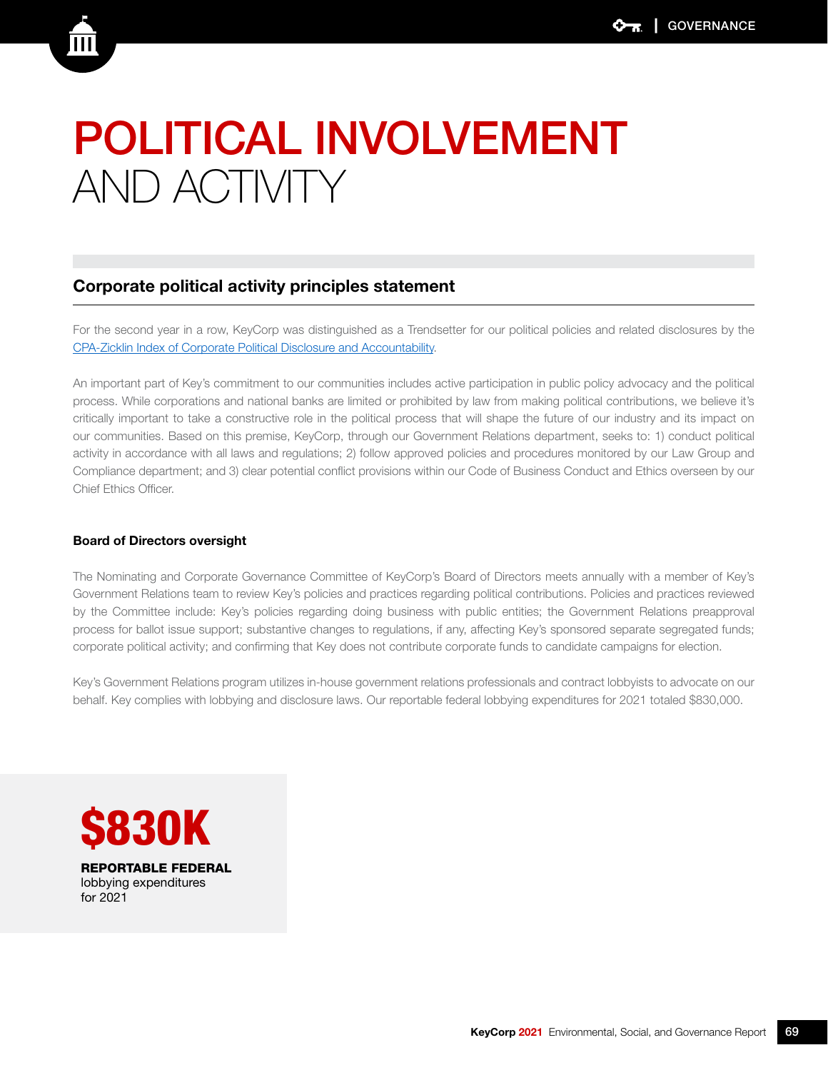# POLITICAL INVOLVEMENT AND ACTIVITY

## Corporate political activity principles statement

For the second year in a row, KeyCorp was distinguished as a Trendsetter for our political policies and related disclosures by the CPA-Zicklin Index of Corporate Political Disclosure and Accountability.

An important part of Key's commitment to our communities includes active participation in public policy advocacy and the political process. While corporations and national banks are limited or prohibited by law from making political contributions, we believe it's critically important to take a constructive role in the political process that will shape the future of our industry and its impact on our communities. Based on this premise, KeyCorp, through our Government Relations department, seeks to: 1) conduct political activity in accordance with all laws and regulations; 2) follow approved policies and procedures monitored by our Law Group and Compliance department; and 3) clear potential conflict provisions within our Code of Business Conduct and Ethics overseen by our Chief Ethics Officer.

### Board of Directors oversight

The Nominating and Corporate Governance Committee of KeyCorp's Board of Directors meets annually with a member of Key's Government Relations team to review Key's policies and practices regarding political contributions. Policies and practices reviewed by the Committee include: Key's policies regarding doing business with public entities; the Government Relations preapproval process for ballot issue support; substantive changes to regulations, if any, affecting Key's sponsored separate segregated funds; corporate political activity; and confirming that Key does not contribute corporate funds to candidate campaigns for election.

Key's Government Relations program utilizes in-house government relations professionals and contract lobbyists to advocate on our behalf. Key complies with lobbying and disclosure laws. Our reportable federal lobbying expenditures for 2021 totaled $830,000.

**$830K**

**REPORTABLE FEDERAL** lobbying expenditures for 2021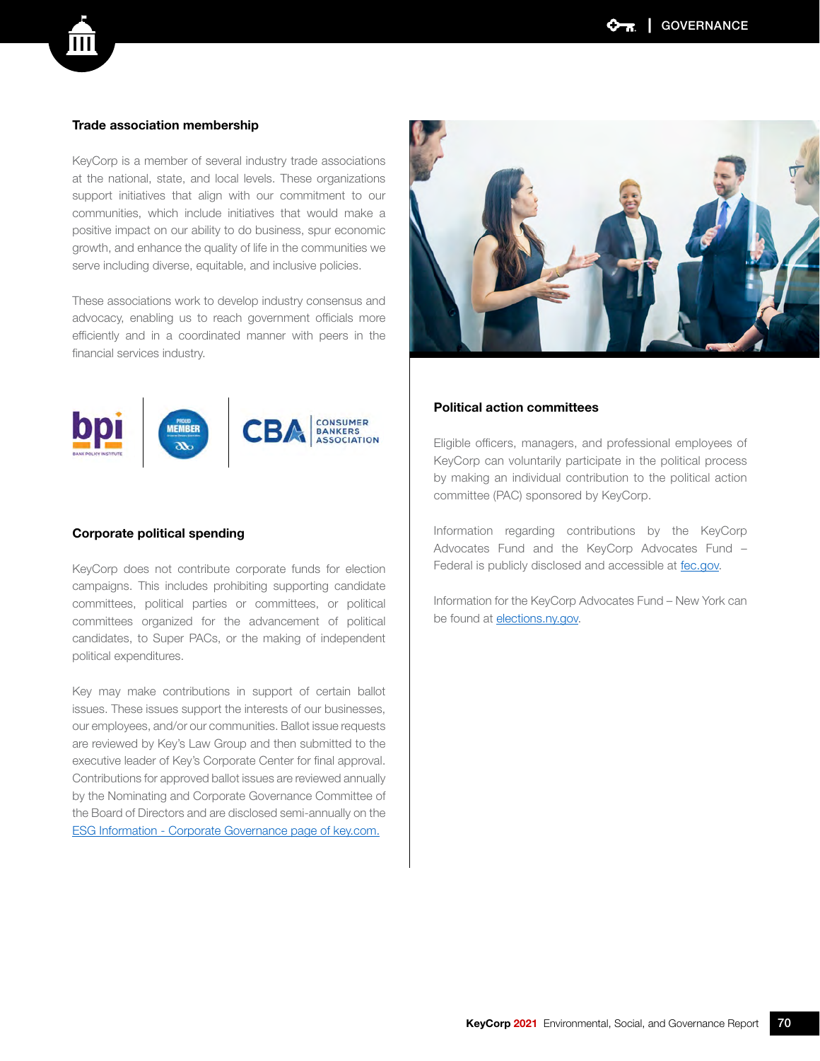### Trade association membership

KeyCorp is a member of several industry trade associations at the national, state, and local levels. These organizations support initiatives that align with our commitment to our communities, which include initiatives that would make a positive impact on our ability to do business, spur economic growth, and enhance the quality of life in the communities we serve including diverse, equitable, and inclusive policies.

These associations work to develop industry consensus and advocacy, enabling us to reach government officials more efficiently and in a coordinated manner with peers in the financial services industry.

### Corporate political spending

KeyCorp does not contribute corporate funds for election campaigns. This includes prohibiting supporting candidate committees, political parties or committees, or political committees organized for the advancement of political candidates, to Super PACs, or the making of independent political expenditures.

Key may make contributions in support of certain ballot issues. These issues support the interests of our businesses, our employees, and/or our communities. Ballot issue requests are reviewed by Key's Law Group and then submitted to the executive leader of Key's Corporate Center for final approval. Contributions for approved ballot issues are reviewed annually by the Nominating and Corporate Governance Committee of the Board of Directors and are disclosed semi-annually on the [ESG Information - Corporate Governance page of key.com.](ESG Information - Corporate Governance page of key.com.)

### Political action committees

Eligible officers, managers, and professional employees of KeyCorp can voluntarily participate in the political process by making an individual contribution to the political action committee (PAC) sponsored by KeyCorp.

Information regarding contributions by the KeyCorp Advocates Fund and the KeyCorp Advocates Fund – Federal is publicly disclosed and accessible at [fec.gov](fec.gov).

Information for the KeyCorp Advocates Fund – New York can be found at [elections.ny.gov](elections.ny.gov).